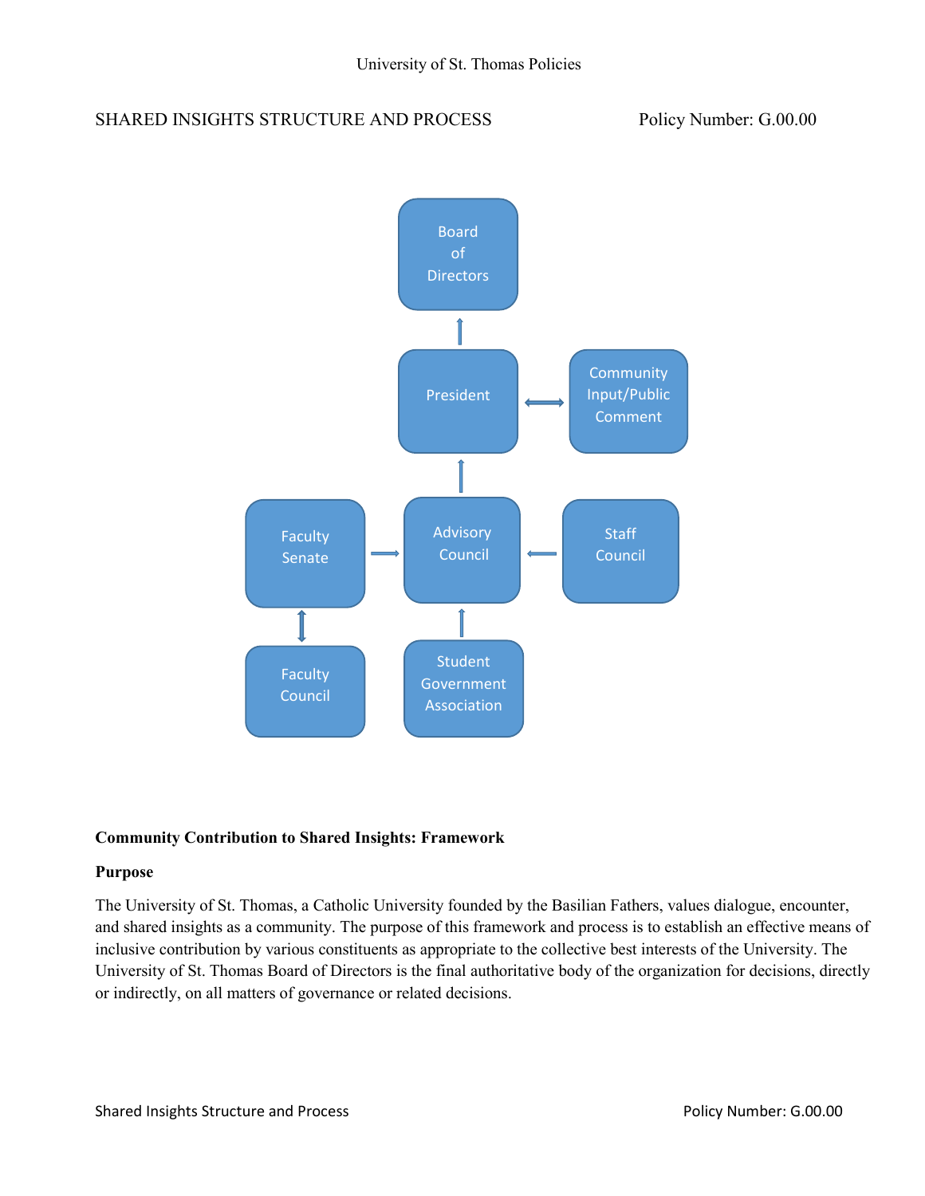# SHARED INSIGHTS STRUCTURE AND PROCESS

Policy Number: G.00.00

Board of Directors

President

Community Input/Public Comment

Faculty Senate

Advisory Council

Staff Council

Faculty Council

Student Government Association

**Community Contribution to Shared Insights: Framework**

**Purpose**

The University of St. Thomas, a Catholic University founded by the Basilian Fathers, values dialogue, encounter, and shared insights as a community. The purpose of this framework and process is to establish an effective means of inclusive contribution by various constituents as appropriate to the collective best interests of the University. The University of St. Thomas Board of Directors is the final authoritative body of the organization for decisions, directly or indirectly, on all matters of governance or related decisions.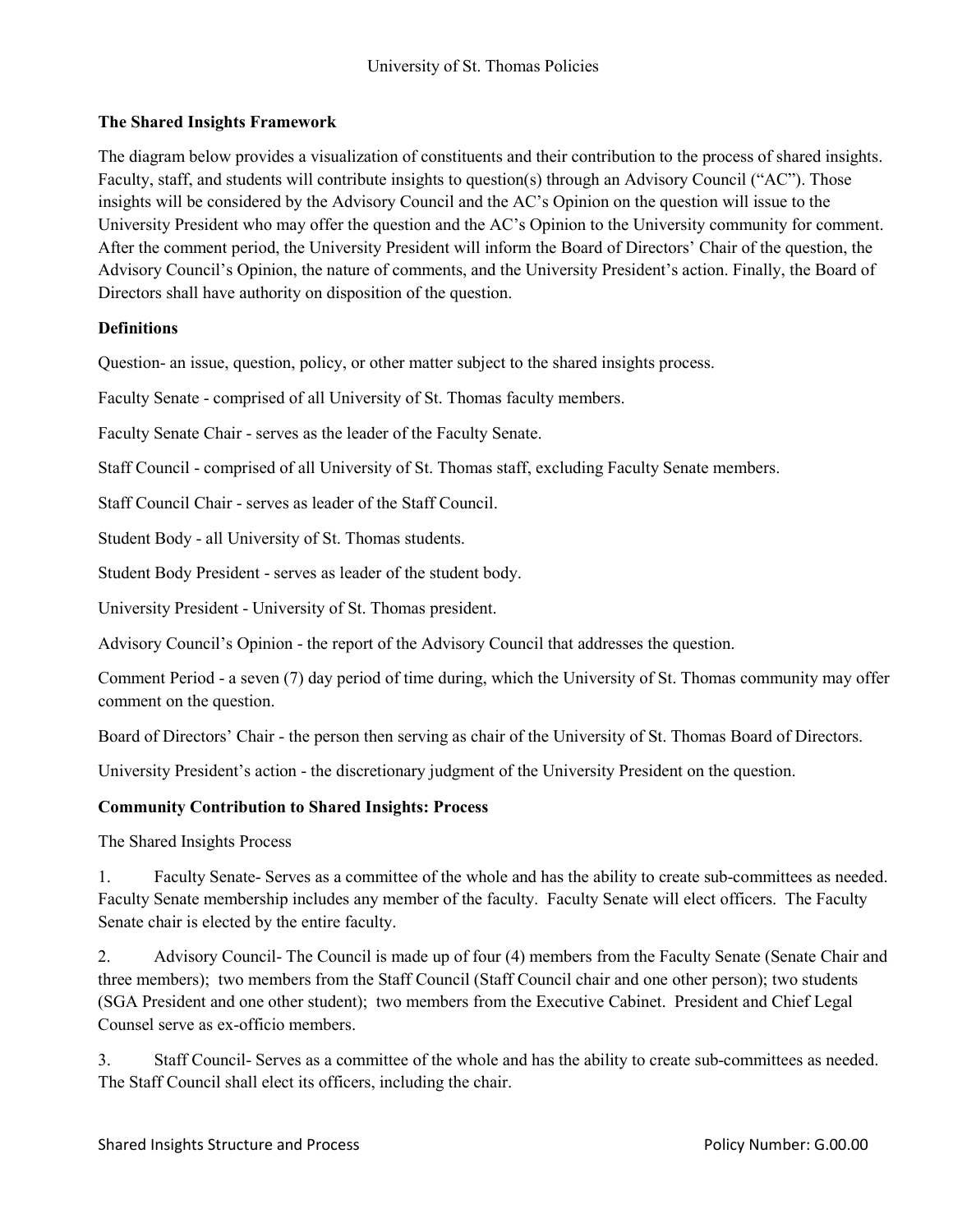### The Shared Insights Framework

The diagram below provides a visualization of constituents and their contribution to the process of shared insights. Faculty, staff, and students will contribute insights to question(s) through an Advisory Council ("AC"). Those insights will be considered by the Advisory Council and the AC's Opinion on the question will issue to the University President who may offer the question and the AC's Opinion to the University community for comment. After the comment period, the University President will inform the Board of Directors' Chair of the question, the Advisory Council's Opinion, the nature of comments, and the University President's action. Finally, the Board of Directors shall have authority on disposition of the question.

### Definitions

Question- an issue, question, policy, or other matter subject to the shared insights process.

Faculty Senate - comprised of all University of St. Thomas faculty members.

Faculty Senate Chair - serves as the leader of the Faculty Senate.

Staff Council - comprised of all University of St. Thomas staff, excluding Faculty Senate members.

Staff Council Chair - serves as leader of the Staff Council.

Student Body - all University of St. Thomas students.

Student Body President - serves as leader of the student body.

University President - University of St. Thomas president.

Advisory Council's Opinion - the report of the Advisory Council that addresses the question.

Comment Period - a seven (7) day period of time during, which the University of St. Thomas community may offer comment on the question.

Board of Directors' Chair - the person then serving as chair of the University of St. Thomas Board of Directors.

University President's action - the discretionary judgment of the University President on the question.

### Community Contribution to Shared Insights: Process

The Shared Insights Process

1. Faculty Senate- Serves as a committee of the whole and has the ability to create sub-committees as needed. Faculty Senate membership includes any member of the faculty. Faculty Senate will elect officers. The Faculty Senate chair is elected by the entire faculty.

2. Advisory Council- The Council is made up of four (4) members from the Faculty Senate (Senate Chair and three members); two members from the Staff Council (Staff Council chair and one other person); two students (SGA President and one other student); two members from the Executive Cabinet. President and Chief Legal Counsel serve as ex-officio members.

3. Staff Council- Serves as a committee of the whole and has the ability to create sub-committees as needed. The Staff Council shall elect its officers, including the chair.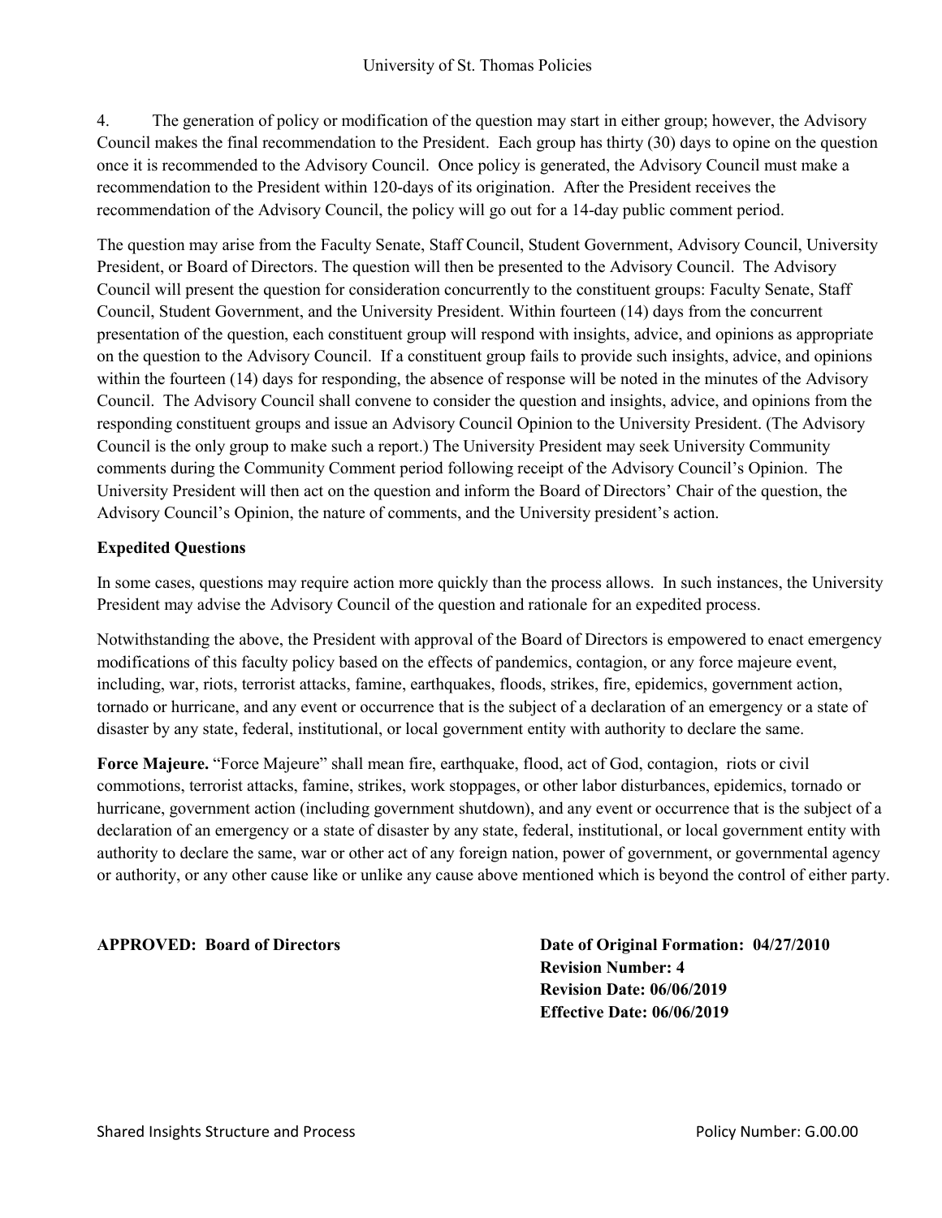4. The generation of policy or modification of the question may start in either group; however, the Advisory Council makes the final recommendation to the President. Each group has thirty (30) days to opine on the question once it is recommended to the Advisory Council. Once policy is generated, the Advisory Council must make a recommendation to the President within 120-days of its origination. After the President receives the recommendation of the Advisory Council, the policy will go out for a 14-day public comment period.

The question may arise from the Faculty Senate, Staff Council, Student Government, Advisory Council, University President, or Board of Directors. The question will then be presented to the Advisory Council. The Advisory Council will present the question for consideration concurrently to the constituent groups: Faculty Senate, Staff Council, Student Government, and the University President. Within fourteen (14) days from the concurrent presentation of the question, each constituent group will respond with insights, advice, and opinions as appropriate on the question to the Advisory Council. If a constituent group fails to provide such insights, advice, and opinions within the fourteen (14) days for responding, the absence of response will be noted in the minutes of the Advisory Council. The Advisory Council shall convene to consider the question and insights, advice, and opinions from the responding constituent groups and issue an Advisory Council Opinion to the University President. (The Advisory Council is the only group to make such a report.) The University President may seek University Community comments during the Community Comment period following receipt of the Advisory Council's Opinion. The University President will then act on the question and inform the Board of Directors' Chair of the question, the Advisory Council's Opinion, the nature of comments, and the University president's action.

**Expedited Questions**

In some cases, questions may require action more quickly than the process allows. In such instances, the University President may advise the Advisory Council of the question and rationale for an expedited process.

Notwithstanding the above, the President with approval of the Board of Directors is empowered to enact emergency modifications of this faculty policy based on the effects of pandemics, contagion, or any force majeure event, including, war, riots, terrorist attacks, famine, earthquakes, floods, strikes, fire, epidemics, government action, tornado or hurricane, and any event or occurrence that is the subject of a declaration of an emergency or a state of disaster by any state, federal, institutional, or local government entity with authority to declare the same.

**Force Majeure.** "Force Majeure" shall mean fire, earthquake, flood, act of God, contagion, riots or civil commotions, terrorist attacks, famine, strikes, work stoppages, or other labor disturbances, epidemics, tornado or hurricane, government action (including government shutdown), and any event or occurrence that is the subject of a declaration of an emergency or a state of disaster by any state, federal, institutional, or local government entity with authority to declare the same, war or other act of any foreign nation, power of government, or governmental agency or authority, or any other cause like or unlike any cause above mentioned which is beyond the control of either party.

**APPROVED: Board of Directors**

**Date of Original Formation: 04/27/2010**
**Revision Number: 4**
**Revision Date: 06/06/2019**
**Effective Date: 06/06/2019**